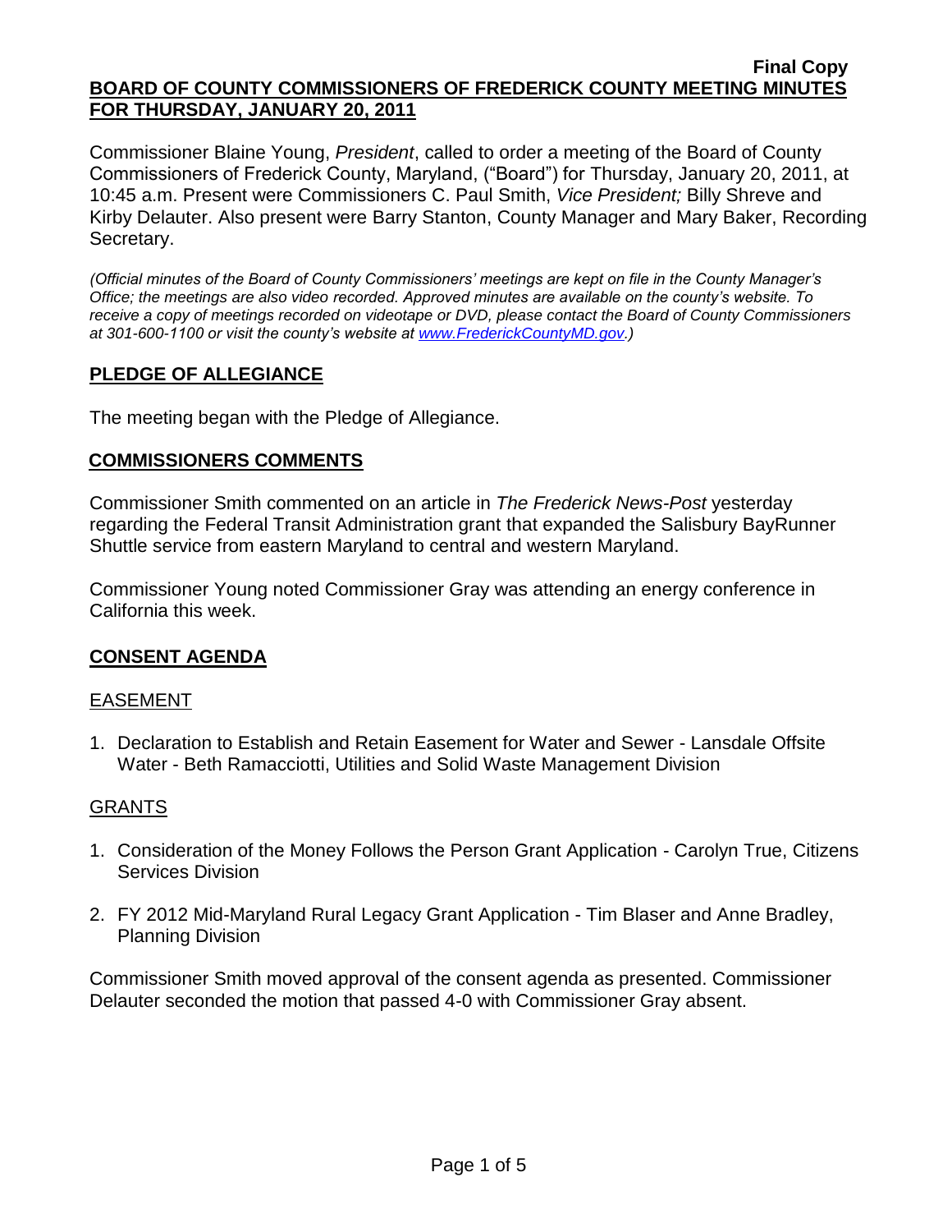**Final Copy**

**BOARD OF COUNTY COMMISSIONERS OF FREDERICK COUNTY MEETING MINUTES FOR THURSDAY, JANUARY 20, 2011**

Commissioner Blaine Young, *President*, called to order a meeting of the Board of County Commissioners of Frederick County, Maryland, ("Board") for Thursday, January 20, 2011, at 10:45 a.m. Present were Commissioners C. Paul Smith, *Vice President;* Billy Shreve and Kirby Delauter. Also present were Barry Stanton, County Manager and Mary Baker, Recording Secretary.

*(Official minutes of the Board of County Commissioners' meetings are kept on file in the County Manager's Office; the meetings are also video recorded. Approved minutes are available on the county's website. To receive a copy of meetings recorded on videotape or DVD, please contact the Board of County Commissioners at 301-600-1100 or visit the county's website at www.FrederickCountyMD.gov.)*

## PLEDGE OF ALLEGIANCE

The meeting began with the Pledge of Allegiance.

## COMMISSIONERS COMMENTS

Commissioner Smith commented on an article in *The Frederick News-Post* yesterday regarding the Federal Transit Administration grant that expanded the Salisbury BayRunner Shuttle service from eastern Maryland to central and western Maryland.

Commissioner Young noted Commissioner Gray was attending an energy conference in California this week.

## CONSENT AGENDA

### EASEMENT

1. Declaration to Establish and Retain Easement for Water and Sewer - Lansdale Offsite Water - Beth Ramacciotti, Utilities and Solid Waste Management Division

### GRANTS

1. Consideration of the Money Follows the Person Grant Application - Carolyn True, Citizens Services Division
2. FY 2012 Mid-Maryland Rural Legacy Grant Application - Tim Blaser and Anne Bradley, Planning Division

Commissioner Smith moved approval of the consent agenda as presented. Commissioner Delauter seconded the motion that passed 4-0 with Commissioner Gray absent.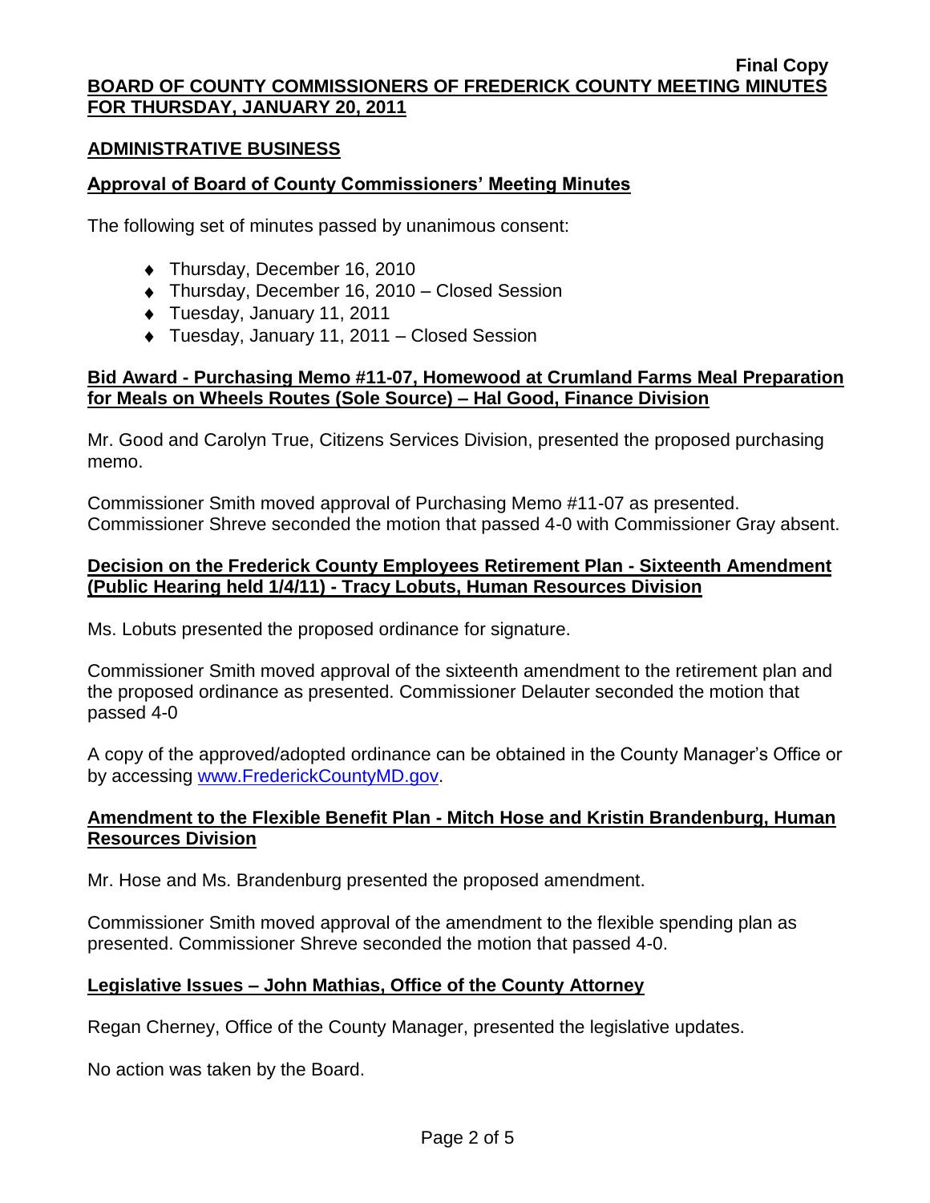## ADMINISTRATIVE BUSINESS

### Approval of Board of County Commissioners' Meeting Minutes

The following set of minutes passed by unanimous consent:

- Thursday, December 16, 2010
- Thursday, December 16, 2010 – Closed Session
- Tuesday, January 11, 2011
- Tuesday, January 11, 2011 – Closed Session

### Bid Award - Purchasing Memo #11-07, Homewood at Crumland Farms Meal Preparation for Meals on Wheels Routes (Sole Source) – Hal Good, Finance Division

Mr. Good and Carolyn True, Citizens Services Division, presented the proposed purchasing memo.

Commissioner Smith moved approval of Purchasing Memo #11-07 as presented. Commissioner Shreve seconded the motion that passed 4-0 with Commissioner Gray absent.

### Decision on the Frederick County Employees Retirement Plan - Sixteenth Amendment (Public Hearing held 1/4/11) - Tracy Lobuts, Human Resources Division

Ms. Lobuts presented the proposed ordinance for signature.

Commissioner Smith moved approval of the sixteenth amendment to the retirement plan and the proposed ordinance as presented. Commissioner Delauter seconded the motion that passed 4-0

A copy of the approved/adopted ordinance can be obtained in the County Manager's Office or by accessing www.FrederickCountyMD.gov.

### Amendment to the Flexible Benefit Plan - Mitch Hose and Kristin Brandenburg, Human Resources Division

Mr. Hose and Ms. Brandenburg presented the proposed amendment.

Commissioner Smith moved approval of the amendment to the flexible spending plan as presented. Commissioner Shreve seconded the motion that passed 4-0.

### Legislative Issues – John Mathias, Office of the County Attorney

Regan Cherney, Office of the County Manager, presented the legislative updates.

No action was taken by the Board.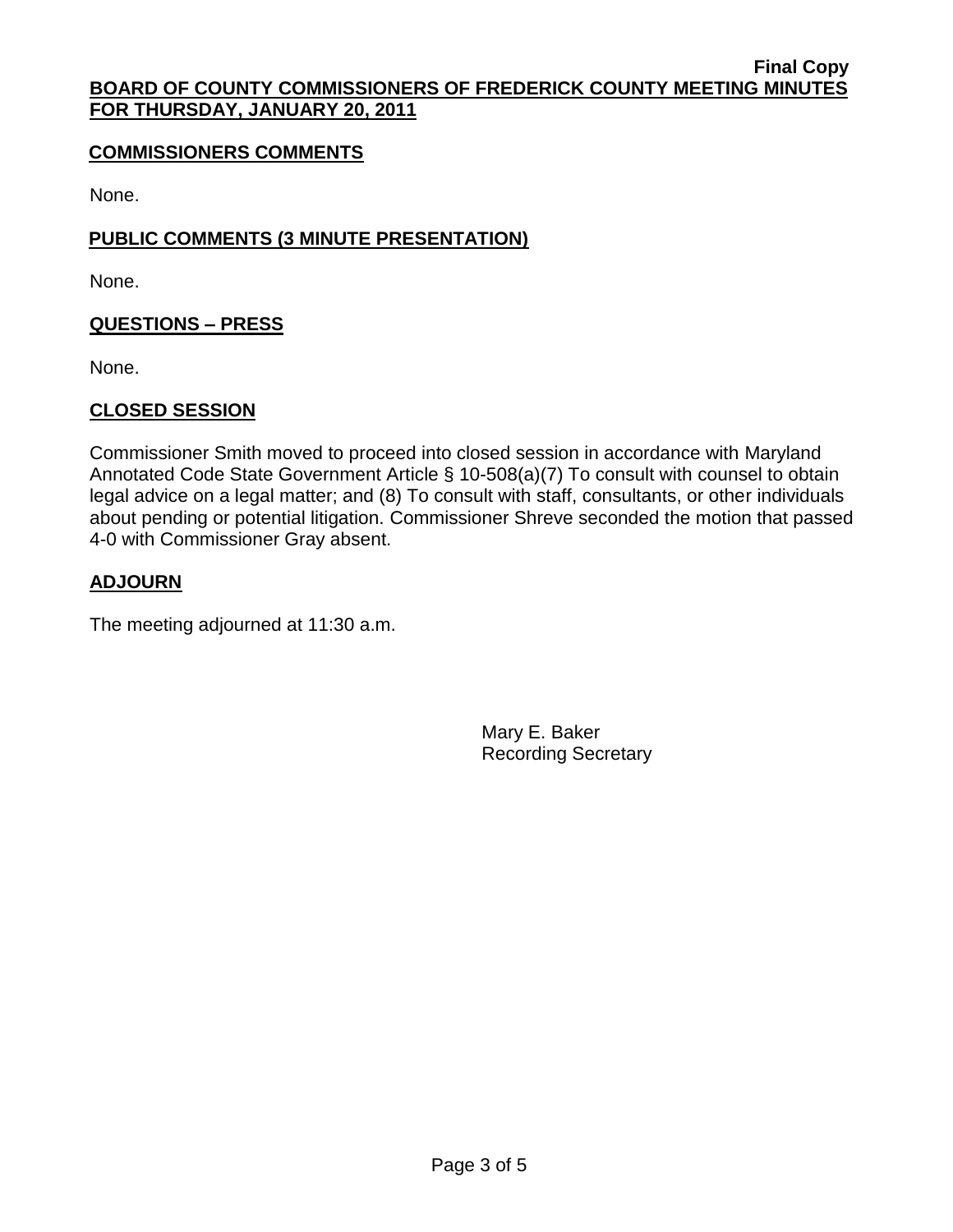## COMMISSIONERS COMMENTS

None.

## PUBLIC COMMENTS (3 MINUTE PRESENTATION)

None.

## QUESTIONS – PRESS

None.

## CLOSED SESSION

Commissioner Smith moved to proceed into closed session in accordance with Maryland Annotated Code State Government Article § 10-508(a)(7) To consult with counsel to obtain legal advice on a legal matter; and (8) To consult with staff, consultants, or other individuals about pending or potential litigation. Commissioner Shreve seconded the motion that passed 4-0 with Commissioner Gray absent.

## ADJOURN

The meeting adjourned at 11:30 a.m.

Mary E. Baker
Recording Secretary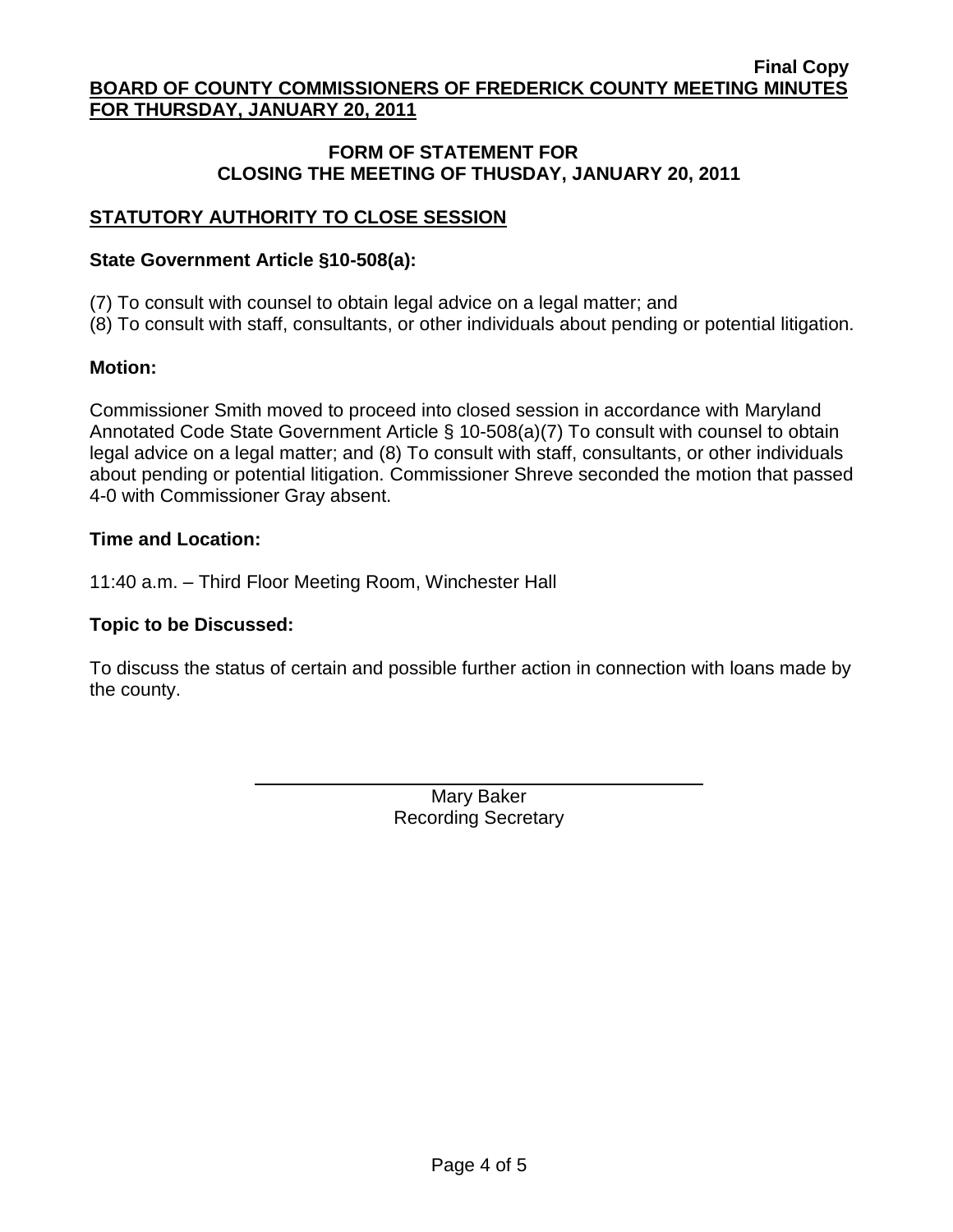**Final Copy**

**BOARD OF COUNTY COMMISSIONERS OF FREDERICK COUNTY MEETING MINUTES FOR THURSDAY, JANUARY 20, 2011**

## FORM OF STATEMENT FOR CLOSING THE MEETING OF THUSDAY, JANUARY 20, 2011

### STATUTORY AUTHORITY TO CLOSE SESSION

**State Government Article §10-508(a):**

(7) To consult with counsel to obtain legal advice on a legal matter; and
(8) To consult with staff, consultants, or other individuals about pending or potential litigation.

**Motion:**

Commissioner Smith moved to proceed into closed session in accordance with Maryland Annotated Code State Government Article § 10-508(a)(7) To consult with counsel to obtain legal advice on a legal matter; and (8) To consult with staff, consultants, or other individuals about pending or potential litigation. Commissioner Shreve seconded the motion that passed 4-0 with Commissioner Gray absent.

**Time and Location:**

11:40 a.m. – Third Floor Meeting Room, Winchester Hall

**Topic to be Discussed:**

To discuss the status of certain and possible further action in connection with loans made by the county.

Mary Baker
Recording Secretary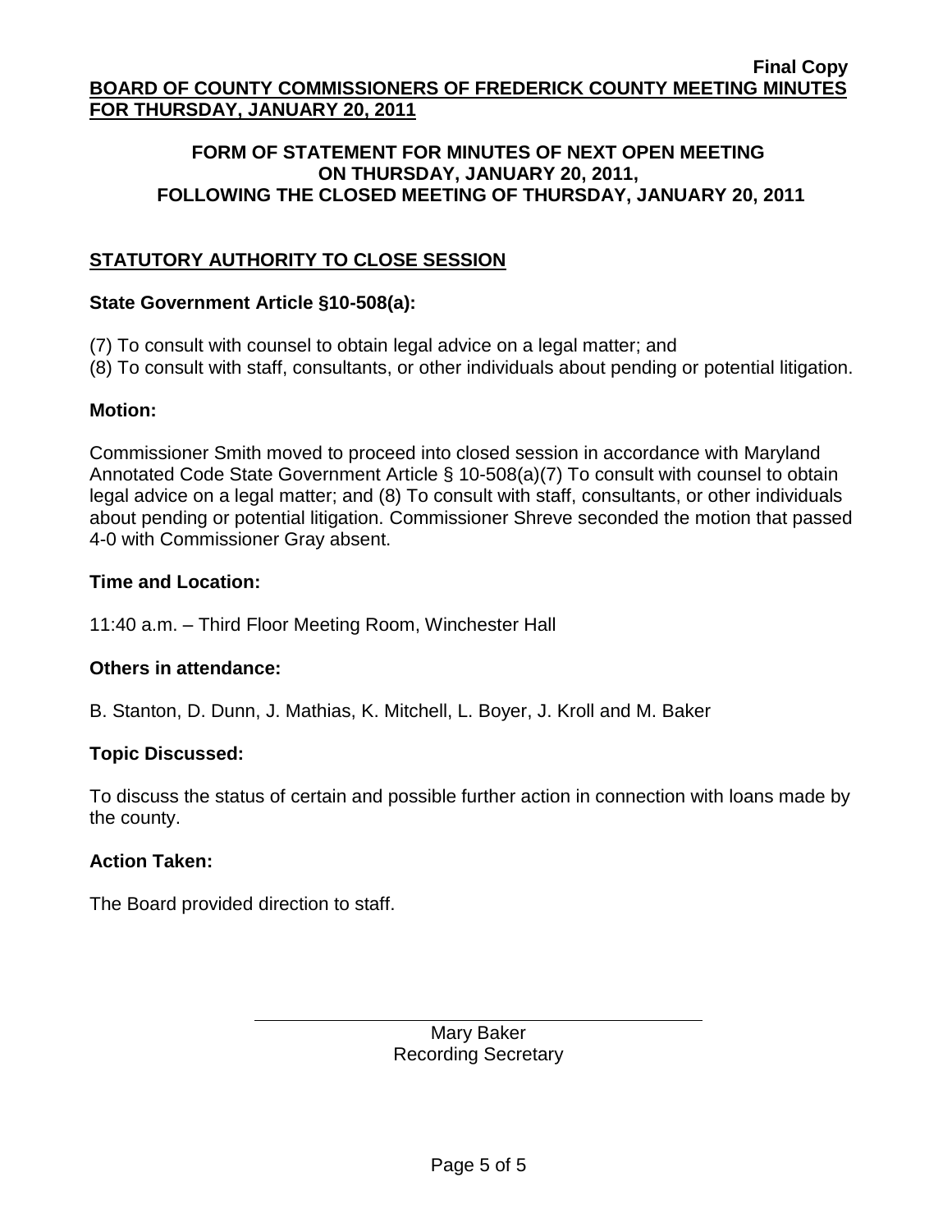**Final Copy**

**BOARD OF COUNTY COMMISSIONERS OF FREDERICK COUNTY MEETING MINUTES FOR THURSDAY, JANUARY 20, 2011**

**FORM OF STATEMENT FOR MINUTES OF NEXT OPEN MEETING ON THURSDAY, JANUARY 20, 2011, FOLLOWING THE CLOSED MEETING OF THURSDAY, JANUARY 20, 2011**

## STATUTORY AUTHORITY TO CLOSE SESSION

**State Government Article §10-508(a):**

(7) To consult with counsel to obtain legal advice on a legal matter; and
(8) To consult with staff, consultants, or other individuals about pending or potential litigation.

**Motion:**

Commissioner Smith moved to proceed into closed session in accordance with Maryland Annotated Code State Government Article § 10-508(a)(7) To consult with counsel to obtain legal advice on a legal matter; and (8) To consult with staff, consultants, or other individuals about pending or potential litigation. Commissioner Shreve seconded the motion that passed 4-0 with Commissioner Gray absent.

**Time and Location:**

11:40 a.m. – Third Floor Meeting Room, Winchester Hall

**Others in attendance:**

B. Stanton, D. Dunn, J. Mathias, K. Mitchell, L. Boyer, J. Kroll and M. Baker

**Topic Discussed:**

To discuss the status of certain and possible further action in connection with loans made by the county.

**Action Taken:**

The Board provided direction to staff.

Mary Baker
Recording Secretary